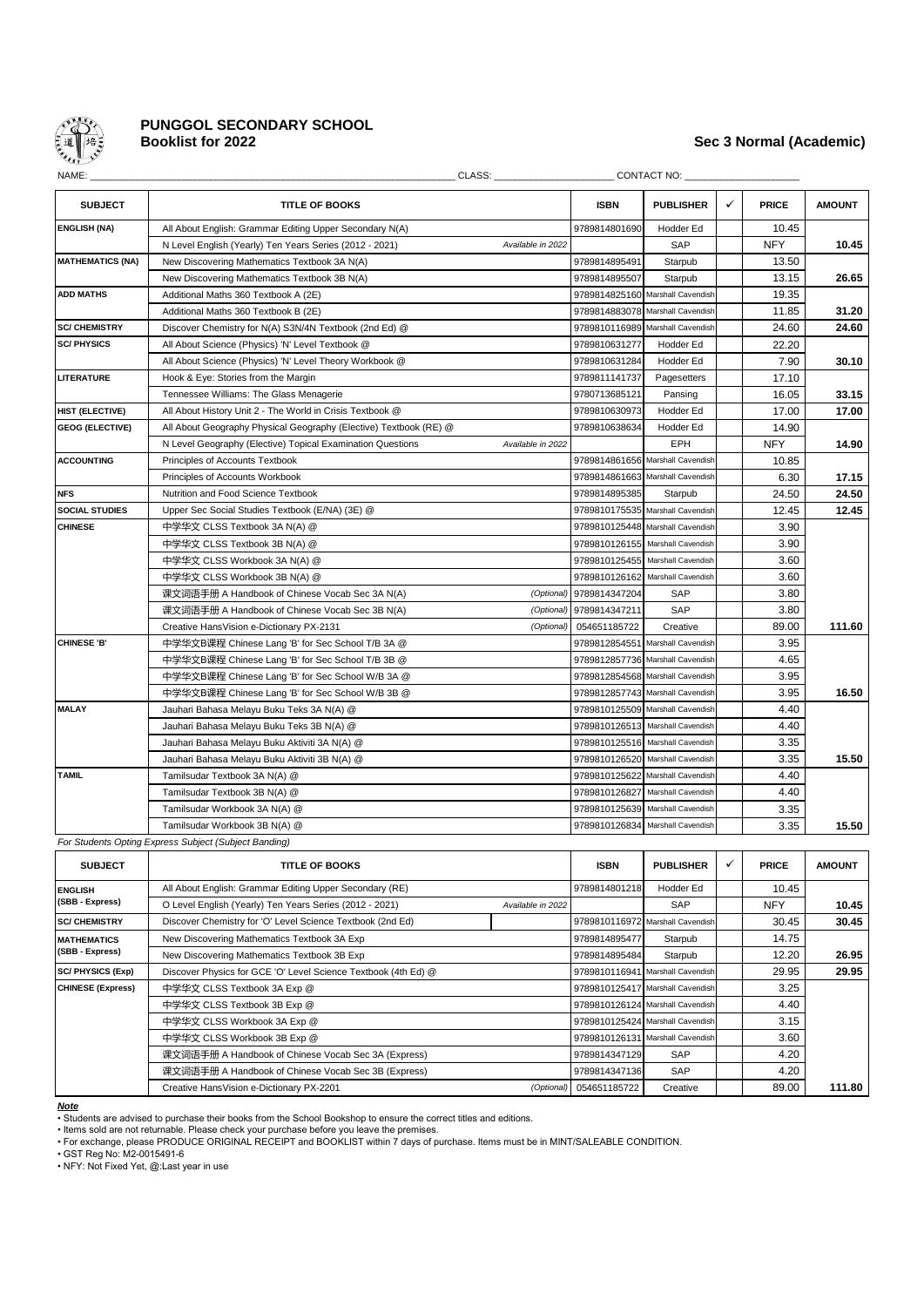# PUNGGOL SECONDARY SCHOOL

## Booklist for 2022

**Sec 3 Normal (Academic)**

NAME: ______________________ CLASS: ____________ CONTACT NO: ____________

| SUBJECT | TITLE OF BOOKS | | ISBN | PUBLISHER | ✓ | PRICE | AMOUNT |
|---|---|---|---|---|---|---|---|
| ENGLISH (NA) | All About English: Grammar Editing Upper Secondary N(A) | | 9789814801690 | Hodder Ed | | 10.45 | |
| | N Level English (Yearly) Ten Years Series (2012 - 2021) | *Available in 2022* | | SAP | | NFY | **10.45** |
| MATHEMATICS (NA) | New Discovering Mathematics Textbook 3A N(A) | | 9789814895491 | Starpub | | 13.50 | |
| | New Discovering Mathematics Textbook 3B N(A) | | 9789814895507 | Starpub | | 13.15 | **26.65** |
| ADD MATHS | Additional Maths 360 Textbook A (2E) | | 9789814825160 | Marshall Cavendish | | 19.35 | |
| | Additional Maths 360 Textbook B (2E) | | 9789814883078 | Marshall Cavendish | | 11.85 | **31.20** |
| SC/ CHEMISTRY | Discover Chemistry for N(A) S3N/4N Textbook (2nd Ed) @ | | 9789810116989 | Marshall Cavendish | | 24.60 | **24.60** |
| SC/ PHYSICS | All About Science (Physics) 'N' Level Textbook @ | | 9789810631277 | Hodder Ed | | 22.20 | |
| | All About Science (Physics) 'N' Level Theory Workbook @ | | 9789810631284 | Hodder Ed | | 7.90 | **30.10** |
| LITERATURE | Hook & Eye: Stories from the Margin | | 9789811141737 | Pagesetters | | 17.10 | |
| | Tennessee Williams: The Glass Menagerie | | 9780713685121 | Pansing | | 16.05 | **33.15** |
| HIST (ELECTIVE) | All About History Unit 2 - The World in Crisis Textbook @ | | 9789810630973 | Hodder Ed | | 17.00 | **17.00** |
| GEOG (ELECTIVE) | All About Geography Physical Geography (Elective) Textbook (RE) @ | | 9789810638634 | Hodder Ed | | 14.90 | |
| | N Level Geography (Elective) Topical Examination Questions | *Available in 2022* | | EPH | | NFY | **14.90** |
| ACCOUNTING | Principles of Accounts Textbook | | 9789814861656 | Marshall Cavendish | | 10.85 | |
| | Principles of Accounts Workbook | | 9789814861663 | Marshall Cavendish | | 6.30 | **17.15** |
| NFS | Nutrition and Food Science Textbook | | 9789814895385 | Starpub | | 24.50 | **24.50** |
| SOCIAL STUDIES | Upper Sec Social Studies Textbook (E/NA) (3E) @ | | 9789810175535 | Marshall Cavendish | | 12.45 | **12.45** |
| CHINESE | 中学华文 CLSS Textbook 3A N(A) @ | | 9789810125448 | Marshall Cavendish | | 3.90 | |
| | 中学华文 CLSS Textbook 3B N(A) @ | | 9789810126155 | Marshall Cavendish | | 3.90 | |
| | 中学华文 CLSS Workbook 3A N(A) @ | | 9789810125455 | Marshall Cavendish | | 3.60 | |
| | 中学华文 CLSS Workbook 3B N(A) @ | | 9789810126162 | Marshall Cavendish | | 3.60 | |
| | 课文词语手册 A Handbook of Chinese Vocab Sec 3A N(A) | *(Optional)* | 9789814347204 | SAP | | 3.80 | |
| | 课文词语手册 A Handbook of Chinese Vocab Sec 3B N(A) | *(Optional)* | 9789814347211 | SAP | | 3.80 | |
| | Creative HansVision e-Dictionary PX-2131 | *(Optional)* | 054651185722 | Creative | | 89.00 | **111.60** |
| CHINESE 'B' | 中学华文B课程 Chinese Lang 'B' for Sec School T/B 3A @ | | 9789812854551 | Marshall Cavendish | | 3.95 | |
| | 中学华文B课程 Chinese Lang 'B' for Sec School T/B 3B @ | | 9789812857736 | Marshall Cavendish | | 4.65 | |
| | 中学华文B课程 Chinese Lang 'B' for Sec School W/B 3A @ | | 9789812854568 | Marshall Cavendish | | 3.95 | |
| | 中学华文B课程 Chinese Lang 'B' for Sec School W/B 3B @ | | 9789812857743 | Marshall Cavendish | | 3.95 | **16.50** |
| MALAY | Jauhari Bahasa Melayu Buku Teks 3A N(A) @ | | 9789810125509 | Marshall Cavendish | | 4.40 | |
| | Jauhari Bahasa Melayu Buku Teks 3B N(A) @ | | 9789810126513 | Marshall Cavendish | | 4.40 | |
| | Jauhari Bahasa Melayu Buku Aktiviti 3A N(A) @ | | 9789810125516 | Marshall Cavendish | | 3.35 | |
| | Jauhari Bahasa Melayu Buku Aktiviti 3B N(A) @ | | 9789810126520 | Marshall Cavendish | | 3.35 | **15.50** |
| TAMIL | Tamilsudar Textbook 3A N(A) @ | | 9789810125622 | Marshall Cavendish | | 4.40 | |
| | Tamilsudar Textbook 3B N(A) @ | | 9789810126827 | Marshall Cavendish | | 4.40 | |
| | Tamilsudar Workbook 3A N(A) @ | | 9789810125639 | Marshall Cavendish | | 3.35 | |
| | Tamilsudar Workbook 3B N(A) @ | | 9789810126834 | Marshall Cavendish | | 3.35 | **15.50** |

*For Students Opting Express Subject (Subject Banding)*

| SUBJECT | TITLE OF BOOKS | | ISBN | PUBLISHER | ✓ | PRICE | AMOUNT |
|---|---|---|---|---|---|---|---|
| ENGLISH (SBB - Express) | All About English: Grammar Editing Upper Secondary (RE) | | 9789814801218 | Hodder Ed | | 10.45 | |
| | O Level English (Yearly) Ten Years Series (2012 - 2021) | *Available in 2022* | | SAP | | NFY | **10.45** |
| SC/ CHEMISTRY | Discover Chemistry for 'O' Level Science Textbook (2nd Ed) | | 9789810116972 | Marshall Cavendish | | 30.45 | **30.45** |
| MATHEMATICS (SBB - Express) | New Discovering Mathematics Textbook 3A Exp | | 9789814895477 | Starpub | | 14.75 | |
| | New Discovering Mathematics Textbook 3B Exp | | 9789814895484 | Starpub | | 12.20 | **26.95** |
| SC/ PHYSICS (Exp) | Discover Physics for GCE 'O' Level Science Textbook (4th Ed) @ | | 9789810116941 | Marshall Cavendish | | 29.95 | **29.95** |
| CHINESE (Express) | 中学华文 CLSS Textbook 3A Exp @ | | 9789810125417 | Marshall Cavendish | | 3.25 | |
| | 中学华文 CLSS Textbook 3B Exp @ | | 9789810126124 | Marshall Cavendish | | 4.40 | |
| | 中学华文 CLSS Workbook 3A Exp @ | | 9789810125424 | Marshall Cavendish | | 3.15 | |
| | 中学华文 CLSS Workbook 3B Exp @ | | 9789810126131 | Marshall Cavendish | | 3.60 | |
| | 课文词语手册 A Handbook of Chinese Vocab Sec 3A (Express) | | 9789814347129 | SAP | | 4.20 | |
| | 课文词语手册 A Handbook of Chinese Vocab Sec 3B (Express) | | 9789814347136 | SAP | | 4.20 | |
| | Creative HansVision e-Dictionary PX-2201 | *(Optional)* | 054651185722 | Creative | | 89.00 | **111.80** |

***Note***

- Students are advised to purchase their books from the School Bookshop to ensure the correct titles and editions.
- Items sold are not returnable. Please check your purchase before you leave the premises.
- For exchange, please PRODUCE ORIGINAL RECEIPT and BOOKLIST within 7 days of purchase. Items must be in MINT/SALEABLE CONDITION.
- GST Reg No: M2-0015491-6
- NFY: Not Fixed Yet, @:Last year in use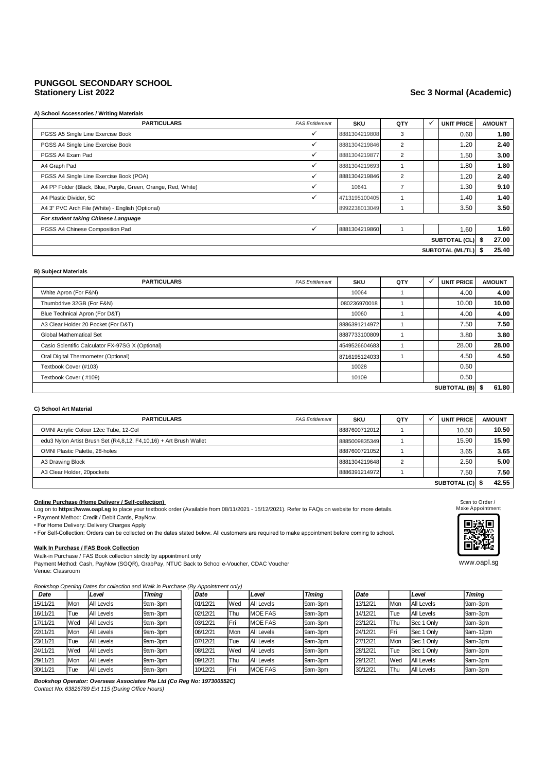**PUNGGOL SECONDARY SCHOOL**
**Stationery List 2022**

**Sec 3 Normal (Academic)**

**A) School Accessories / Writing Materials**

| PARTICULARS | FAS Entitlement | SKU | QTY | ✓ | UNIT PRICE | AMOUNT |
|---|---|---|---|---|---|---|
| PGSS A5 Single Line Exercise Book | ✓ | 8881304219808 | 3 | | 0.60 | 1.80 |
| PGSS A4 Single Line Exercise Book | ✓ | 8881304219846 | 2 | | 1.20 | 2.40 |
| PGSS A4 Exam Pad | ✓ | 8881304219877 | 2 | | 1.50 | 3.00 |
| A4 Graph Pad | ✓ | 8881304219693 | 1 | | 1.80 | 1.80 |
| PGSS A4 Single Line Exercise Book (POA) | ✓ | 8881304219846 | 2 | | 1.20 | 2.40 |
| A4 PP Folder (Black, Blue, Purple, Green, Orange, Red, White) | ✓ | 10641 | 7 | | 1.30 | 9.10 |
| A4 Plastic Divider, 5C | ✓ | 4713195100405 | 1 | | 1.40 | 1.40 |
| A4 3" PVC Arch File (White) - English (Optional) | | 8992238013049 | 1 | | 3.50 | 3.50 |
| ***For student taking Chinese Language*** | | | | | | |
| PGSS A4 Chinese Composition Pad | ✓ | 8881304219860 | 1 | | 1.60 | 1.60 |
| | | | | | SUBTOTAL (CL) | $ 27.00 |
| | | | | | SUBTOTAL (ML/TL) | $ 25.40 |

**B) Subject Materials**

| PARTICULARS | FAS Entitlement | SKU | QTY | ✓ | UNIT PRICE | AMOUNT |
|---|---|---|---|---|---|---|
| White Apron (For F&N) | | 10064 | 1 | | 4.00 | 4.00 |
| Thumbdrive 32GB (For F&N) | | 080236970018 | 1 | | 10.00 | 10.00 |
| Blue Technical Apron (For D&T) | | 10060 | 1 | | 4.00 | 4.00 |
| A3 Clear Holder 20 Pocket (For D&T) | | 8886391214972 | 1 | | 7.50 | 7.50 |
| Global Mathematical Set | | 8887733100809 | 1 | | 3.80 | 3.80 |
| Casio Scientific Calculator FX-97SG X (Optional) | | 4549526604683 | 1 | | 28.00 | 28.00 |
| Oral Digital Thermometer (Optional) | | 8716195124033 | 1 | | 4.50 | 4.50 |
| Textbook Cover (#103) | | 10028 | | | 0.50 | |
| Textbook Cover ( #109) | | 10109 | | | 0.50 | |
| | | | | | SUBTOTAL (B) | $ 61.80 |

**C) School Art Material**

| PARTICULARS | FAS Entitlement | SKU | QTY | ✓ | UNIT PRICE | AMOUNT |
|---|---|---|---|---|---|---|
| OMNI Acrylic Colour 12cc Tube, 12-Col | | 8887600712012 | 1 | | 10.50 | 10.50 |
| edu3 Nylon Artist Brush Set (R4,8,12, F4,10,16) + Art Brush Wallet | | 8885009835349 | 1 | | 15.90 | 15.90 |
| OMNI Plastic Palette, 28-holes | | 8887600721052 | 1 | | 3.65 | 3.65 |
| A3 Drawing Block | | 8881304219648 | 2 | | 2.50 | 5.00 |
| A3 Clear Holder, 20pockets | | 8886391214972 | 1 | | 7.50 | 7.50 |
| | | | | | SUBTOTAL (C) | $ 42.55 |

**Online Purchase (Home Delivery / Self-collection)**

Log on to **https://www.oapl.sg** to place your textbook order (Available from 08/11/2021 - 15/12/2021). Refer to FAQs on website for more details.

- Payment Method: Credit / Debit Cards, PayNow.
- For Home Delivery: Delivery Charges Apply
- For Self-Collection: Orders can be collected on the dates stated below. All customers are required to make appointment before coming to school.

Scan to Order / Make Appointment

www.oapl.sg

**Walk In Purchase / FAS Book Collection**

Walk-in Purchase / FAS Book collection strictly by appointment only
Payment Method: Cash, PayNow (SGQR), GrabPay, NTUC Back to School e-Voucher, CDAC Voucher
Venue: Classroom

*Bookshop Opening Dates for collection and Walk in Purchase (By Appointment only)*

| Date | | Level | Timing |
|---|---|---|---|
| 15/11/21 | Mon | All Levels | 9am-3pm |
| 16/11/21 | Tue | All Levels | 9am-3pm |
| 17/11/21 | Wed | All Levels | 9am-3pm |
| 22/11/21 | Mon | All Levels | 9am-3pm |
| 23/11/21 | Tue | All Levels | 9am-3pm |
| 24/11/21 | Wed | All Levels | 9am-3pm |
| 29/11/21 | Mon | All Levels | 9am-3pm |
| 30/11/21 | Tue | All Levels | 9am-3pm |

| Date | | Level | Timing |
|---|---|---|---|
| 01/12/21 | Wed | All Levels | 9am-3pm |
| 02/12/21 | Thu | MOE FAS | 9am-3pm |
| 03/12/21 | Fri | MOE FAS | 9am-3pm |
| 06/12/21 | Mon | All Levels | 9am-3pm |
| 07/12/21 | Tue | All Levels | 9am-3pm |
| 08/12/21 | Wed | All Levels | 9am-3pm |
| 09/12/21 | Thu | All Levels | 9am-3pm |
| 10/12/21 | Fri | MOE FAS | 9am-3pm |

| Date | | Level | Timing |
|---|---|---|---|
| 13/12/21 | Mon | All Levels | 9am-3pm |
| 14/12/21 | Tue | All Levels | 9am-3pm |
| 23/12/21 | Thu | Sec 1 Only | 9am-3pm |
| 24/12/21 | Fri | Sec 1 Only | 9am-12pm |
| 27/12/21 | Mon | Sec 1 Only | 9am-3pm |
| 28/12/21 | Tue | Sec 1 Only | 9am-3pm |
| 29/12/21 | Wed | All Levels | 9am-3pm |
| 30/12/21 | Thu | All Levels | 9am-3pm |

***Bookshop Operator: Overseas Associates Pte Ltd (Co Reg No: 197300552C)***
*Contact No: 63826789 Ext 115 (During Office Hours)*